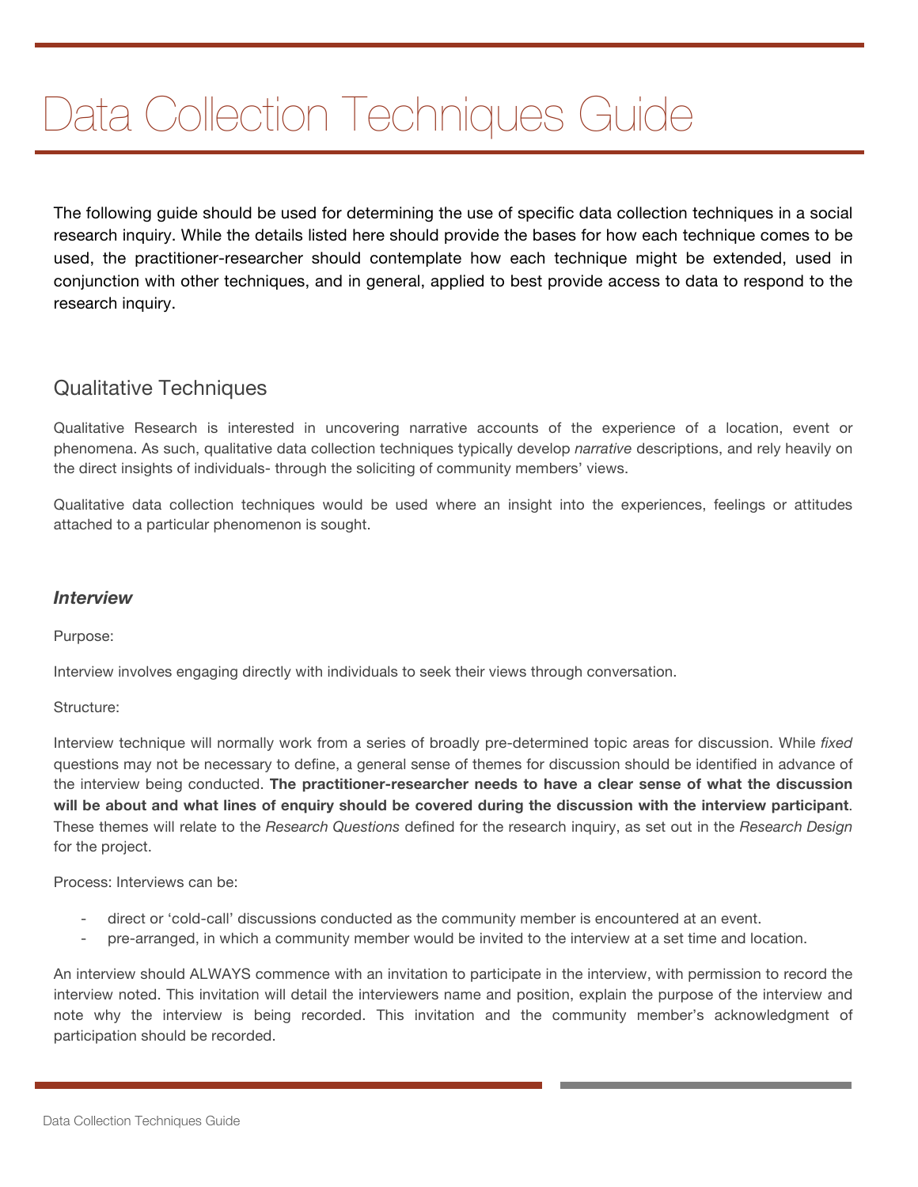# Data Collection Techniques Guide

The following guide should be used for determining the use of specific data collection techniques in a social research inquiry. While the details listed here should provide the bases for how each technique comes to be used, the practitioner-researcher should contemplate how each technique might be extended, used in conjunction with other techniques, and in general, applied to best provide access to data to respond to the research inquiry.

## Qualitative Techniques

Qualitative Research is interested in uncovering narrative accounts of the experience of a location, event or phenomena. As such, qualitative data collection techniques typically develop *narrative* descriptions, and rely heavily on the direct insights of individuals- through the soliciting of community members' views.

Qualitative data collection techniques would be used where an insight into the experiences, feelings or attitudes attached to a particular phenomenon is sought.

### ***Interview***

Purpose:

Interview involves engaging directly with individuals to seek their views through conversation.

Structure:

Interview technique will normally work from a series of broadly pre-determined topic areas for discussion. While *fixed* questions may not be necessary to define, a general sense of themes for discussion should be identified in advance of the interview being conducted. **The practitioner-researcher needs to have a clear sense of what the discussion will be about and what lines of enquiry should be covered during the discussion with the interview participant**. These themes will relate to the *Research Questions* defined for the research inquiry, as set out in the *Research Design* for the project.

Process: Interviews can be:

- direct or 'cold-call' discussions conducted as the community member is encountered at an event.
- pre-arranged, in which a community member would be invited to the interview at a set time and location.

An interview should ALWAYS commence with an invitation to participate in the interview, with permission to record the interview noted. This invitation will detail the interviewers name and position, explain the purpose of the interview and note why the interview is being recorded. This invitation and the community member's acknowledgment of participation should be recorded.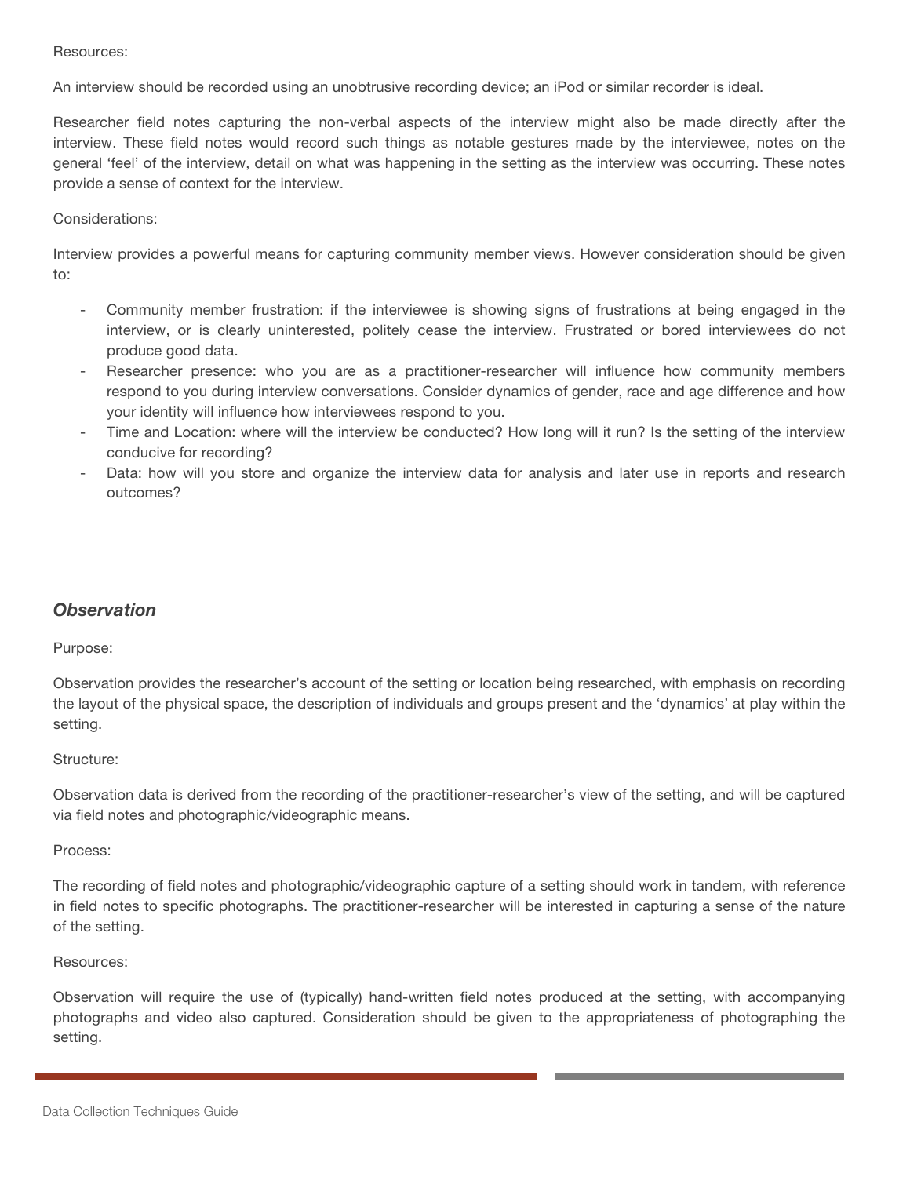Resources:

An interview should be recorded using an unobtrusive recording device; an iPod or similar recorder is ideal.

Researcher field notes capturing the non-verbal aspects of the interview might also be made directly after the interview. These field notes would record such things as notable gestures made by the interviewee, notes on the general 'feel' of the interview, detail on what was happening in the setting as the interview was occurring. These notes provide a sense of context for the interview.

Considerations:

Interview provides a powerful means for capturing community member views. However consideration should be given to:

- Community member frustration: if the interviewee is showing signs of frustrations at being engaged in the interview, or is clearly uninterested, politely cease the interview. Frustrated or bored interviewees do not produce good data.
- Researcher presence: who you are as a practitioner-researcher will influence how community members respond to you during interview conversations. Consider dynamics of gender, race and age difference and how your identity will influence how interviewees respond to you.
- Time and Location: where will the interview be conducted? How long will it run? Is the setting of the interview conducive for recording?
- Data: how will you store and organize the interview data for analysis and later use in reports and research outcomes?

### *Observation*

Purpose:

Observation provides the researcher's account of the setting or location being researched, with emphasis on recording the layout of the physical space, the description of individuals and groups present and the 'dynamics' at play within the setting.

Structure:

Observation data is derived from the recording of the practitioner-researcher's view of the setting, and will be captured via field notes and photographic/videographic means.

Process:

The recording of field notes and photographic/videographic capture of a setting should work in tandem, with reference in field notes to specific photographs. The practitioner-researcher will be interested in capturing a sense of the nature of the setting.

Resources:

Observation will require the use of (typically) hand-written field notes produced at the setting, with accompanying photographs and video also captured. Consideration should be given to the appropriateness of photographing the setting.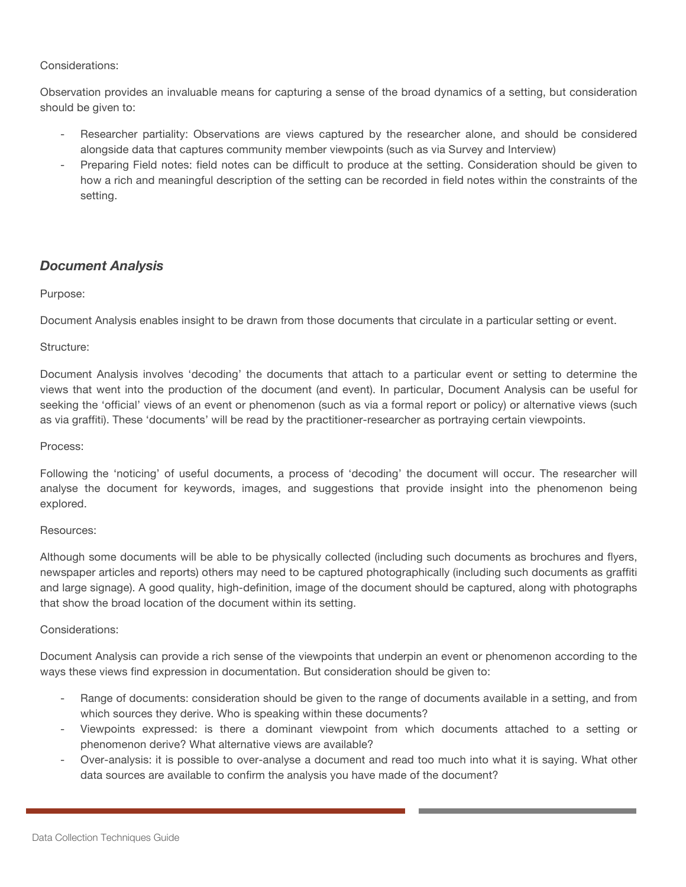Considerations:

Observation provides an invaluable means for capturing a sense of the broad dynamics of a setting, but consideration should be given to:

- Researcher partiality: Observations are views captured by the researcher alone, and should be considered alongside data that captures community member viewpoints (such as via Survey and Interview)
- Preparing Field notes: field notes can be difficult to produce at the setting. Consideration should be given to how a rich and meaningful description of the setting can be recorded in field notes within the constraints of the setting.

### *Document Analysis*

Purpose:

Document Analysis enables insight to be drawn from those documents that circulate in a particular setting or event.

Structure:

Document Analysis involves 'decoding' the documents that attach to a particular event or setting to determine the views that went into the production of the document (and event). In particular, Document Analysis can be useful for seeking the 'official' views of an event or phenomenon (such as via a formal report or policy) or alternative views (such as via graffiti). These 'documents' will be read by the practitioner-researcher as portraying certain viewpoints.

Process:

Following the 'noticing' of useful documents, a process of 'decoding' the document will occur. The researcher will analyse the document for keywords, images, and suggestions that provide insight into the phenomenon being explored.

Resources:

Although some documents will be able to be physically collected (including such documents as brochures and flyers, newspaper articles and reports) others may need to be captured photographically (including such documents as graffiti and large signage). A good quality, high-definition, image of the document should be captured, along with photographs that show the broad location of the document within its setting.

Considerations:

Document Analysis can provide a rich sense of the viewpoints that underpin an event or phenomenon according to the ways these views find expression in documentation. But consideration should be given to:

- Range of documents: consideration should be given to the range of documents available in a setting, and from which sources they derive. Who is speaking within these documents?
- Viewpoints expressed: is there a dominant viewpoint from which documents attached to a setting or phenomenon derive? What alternative views are available?
- Over-analysis: it is possible to over-analyse a document and read too much into what it is saying. What other data sources are available to confirm the analysis you have made of the document?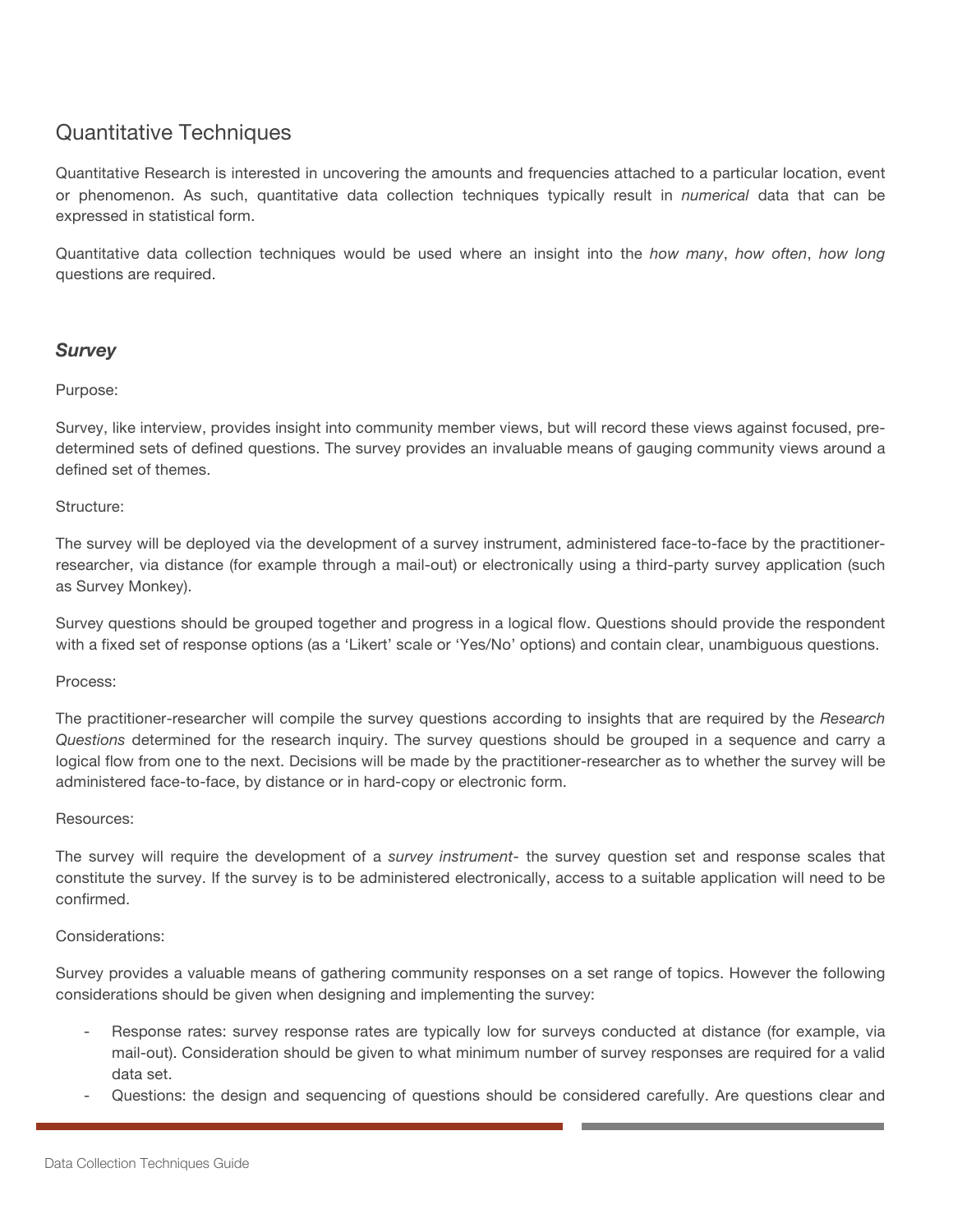## Quantitative Techniques

Quantitative Research is interested in uncovering the amounts and frequencies attached to a particular location, event or phenomenon. As such, quantitative data collection techniques typically result in *numerical* data that can be expressed in statistical form.

Quantitative data collection techniques would be used where an insight into the *how many*, *how often*, *how long* questions are required.

### ***Survey***

Purpose:

Survey, like interview, provides insight into community member views, but will record these views against focused, pre-determined sets of defined questions. The survey provides an invaluable means of gauging community views around a defined set of themes.

Structure:

The survey will be deployed via the development of a survey instrument, administered face-to-face by the practitioner-researcher, via distance (for example through a mail-out) or electronically using a third-party survey application (such as Survey Monkey).

Survey questions should be grouped together and progress in a logical flow. Questions should provide the respondent with a fixed set of response options (as a 'Likert' scale or 'Yes/No' options) and contain clear, unambiguous questions.

Process:

The practitioner-researcher will compile the survey questions according to insights that are required by the *Research Questions* determined for the research inquiry. The survey questions should be grouped in a sequence and carry a logical flow from one to the next. Decisions will be made by the practitioner-researcher as to whether the survey will be administered face-to-face, by distance or in hard-copy or electronic form.

Resources:

The survey will require the development of a *survey instrument*- the survey question set and response scales that constitute the survey. If the survey is to be administered electronically, access to a suitable application will need to be confirmed.

Considerations:

Survey provides a valuable means of gathering community responses on a set range of topics. However the following considerations should be given when designing and implementing the survey:

- Response rates: survey response rates are typically low for surveys conducted at distance (for example, via mail-out). Consideration should be given to what minimum number of survey responses are required for a valid data set.
- Questions: the design and sequencing of questions should be considered carefully. Are questions clear and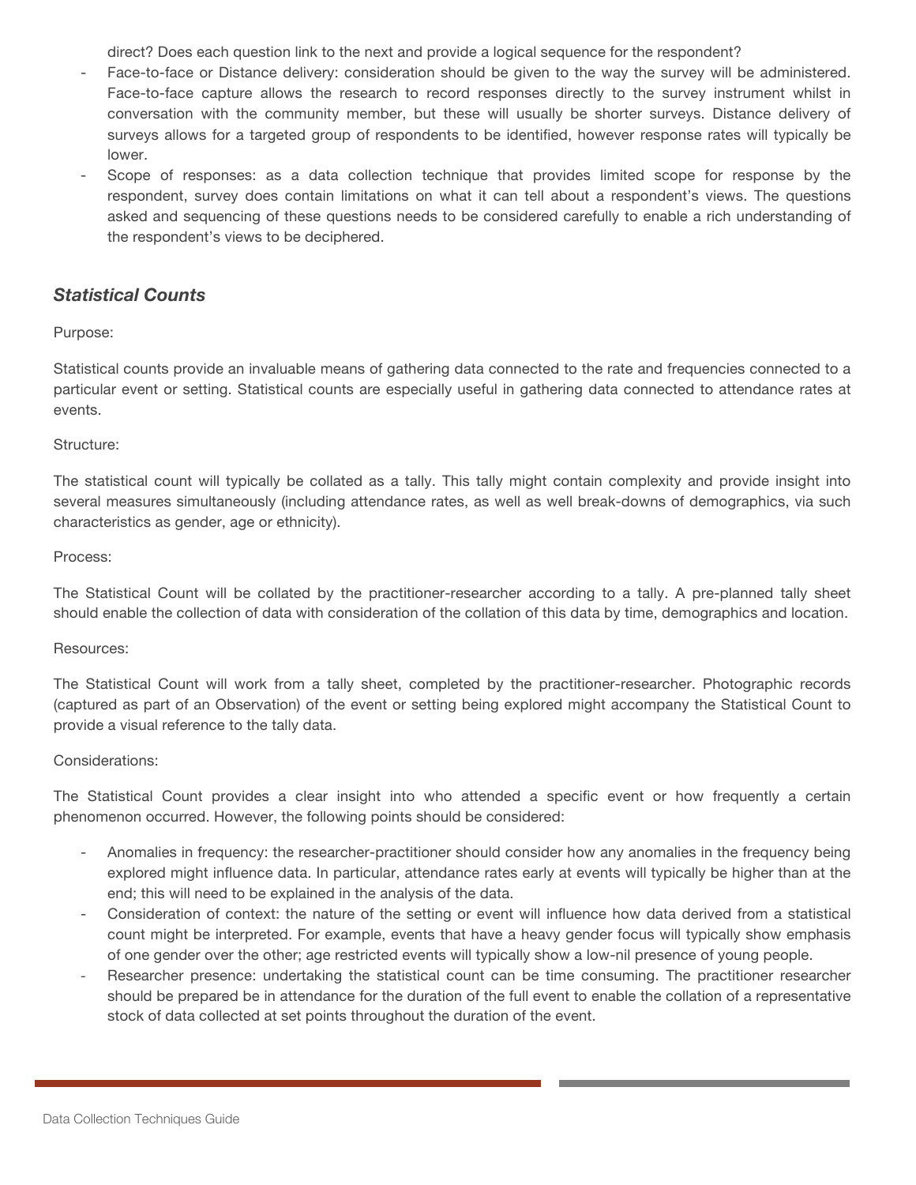direct? Does each question link to the next and provide a logical sequence for the respondent?

- Face-to-face or Distance delivery: consideration should be given to the way the survey will be administered. Face-to-face capture allows the research to record responses directly to the survey instrument whilst in conversation with the community member, but these will usually be shorter surveys. Distance delivery of surveys allows for a targeted group of respondents to be identified, however response rates will typically be lower.
- Scope of responses: as a data collection technique that provides limited scope for response by the respondent, survey does contain limitations on what it can tell about a respondent's views. The questions asked and sequencing of these questions needs to be considered carefully to enable a rich understanding of the respondent's views to be deciphered.

### *Statistical Counts*

Purpose:

Statistical counts provide an invaluable means of gathering data connected to the rate and frequencies connected to a particular event or setting. Statistical counts are especially useful in gathering data connected to attendance rates at events.

Structure:

The statistical count will typically be collated as a tally. This tally might contain complexity and provide insight into several measures simultaneously (including attendance rates, as well as well break-downs of demographics, via such characteristics as gender, age or ethnicity).

Process:

The Statistical Count will be collated by the practitioner-researcher according to a tally. A pre-planned tally sheet should enable the collection of data with consideration of the collation of this data by time, demographics and location.

Resources:

The Statistical Count will work from a tally sheet, completed by the practitioner-researcher. Photographic records (captured as part of an Observation) of the event or setting being explored might accompany the Statistical Count to provide a visual reference to the tally data.

Considerations:

The Statistical Count provides a clear insight into who attended a specific event or how frequently a certain phenomenon occurred. However, the following points should be considered:

- Anomalies in frequency: the researcher-practitioner should consider how any anomalies in the frequency being explored might influence data. In particular, attendance rates early at events will typically be higher than at the end; this will need to be explained in the analysis of the data.
- Consideration of context: the nature of the setting or event will influence how data derived from a statistical count might be interpreted. For example, events that have a heavy gender focus will typically show emphasis of one gender over the other; age restricted events will typically show a low-nil presence of young people.
- Researcher presence: undertaking the statistical count can be time consuming. The practitioner researcher should be prepared be in attendance for the duration of the full event to enable the collation of a representative stock of data collected at set points throughout the duration of the event.